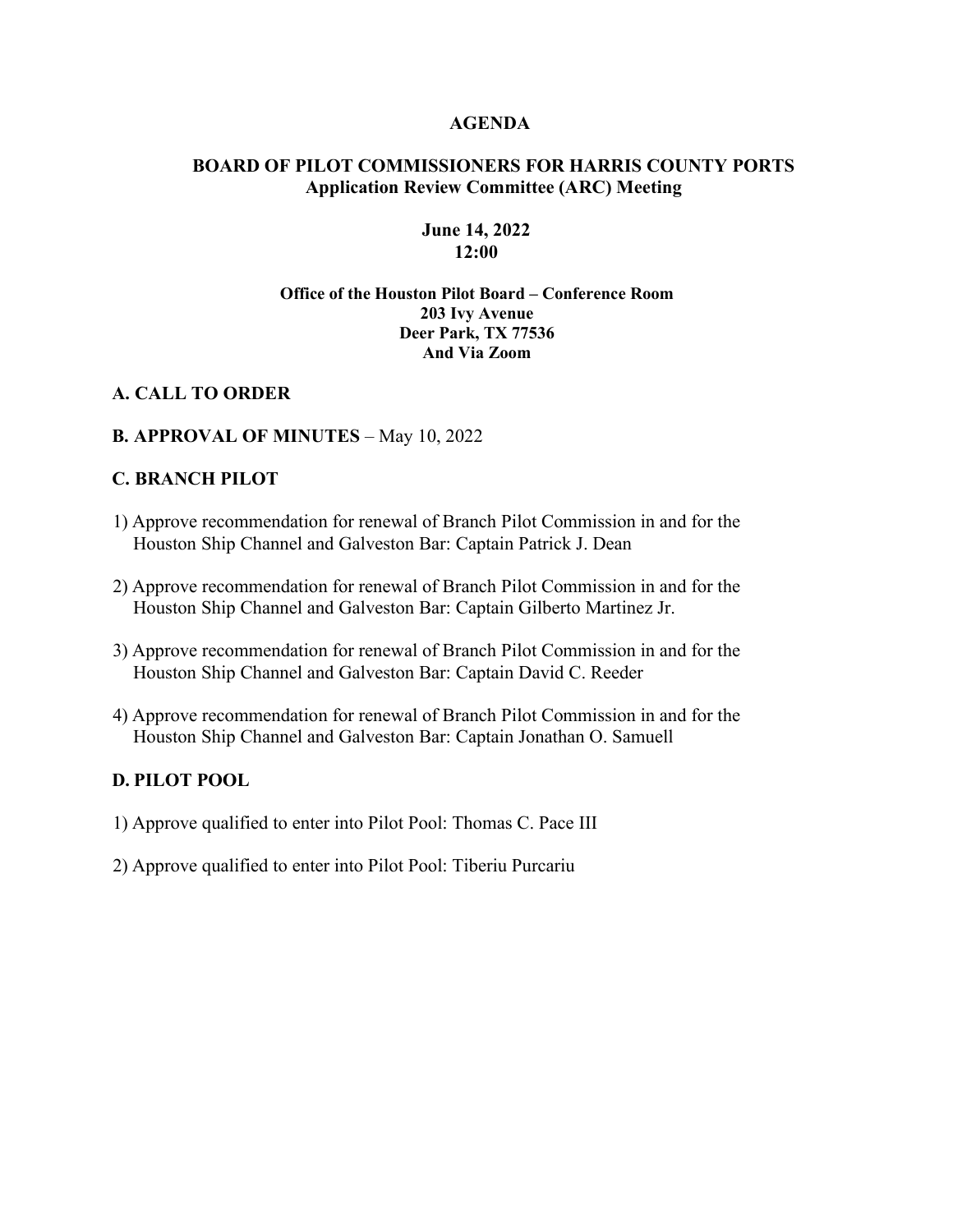# AGENDA

## BOARD OF PILOT COMMISSIONERS FOR HARRIS COUNTY PORTS
**Application Review Committee (ARC) Meeting**

**June 14, 2022**
**12:00**

**Office of the Houston Pilot Board – Conference Room**
**203 Ivy Avenue**
**Deer Park, TX 77536**
**And Via Zoom**

## A. CALL TO ORDER

## B. APPROVAL OF MINUTES – May 10, 2022

## C. BRANCH PILOT

1) Approve recommendation for renewal of Branch Pilot Commission in and for the Houston Ship Channel and Galveston Bar: Captain Patrick J. Dean

2) Approve recommendation for renewal of Branch Pilot Commission in and for the Houston Ship Channel and Galveston Bar: Captain Gilberto Martinez Jr.

3) Approve recommendation for renewal of Branch Pilot Commission in and for the Houston Ship Channel and Galveston Bar: Captain David C. Reeder

4) Approve recommendation for renewal of Branch Pilot Commission in and for the Houston Ship Channel and Galveston Bar: Captain Jonathan O. Samuell

## D. PILOT POOL

1) Approve qualified to enter into Pilot Pool: Thomas C. Pace III

2) Approve qualified to enter into Pilot Pool: Tiberiu Purcariu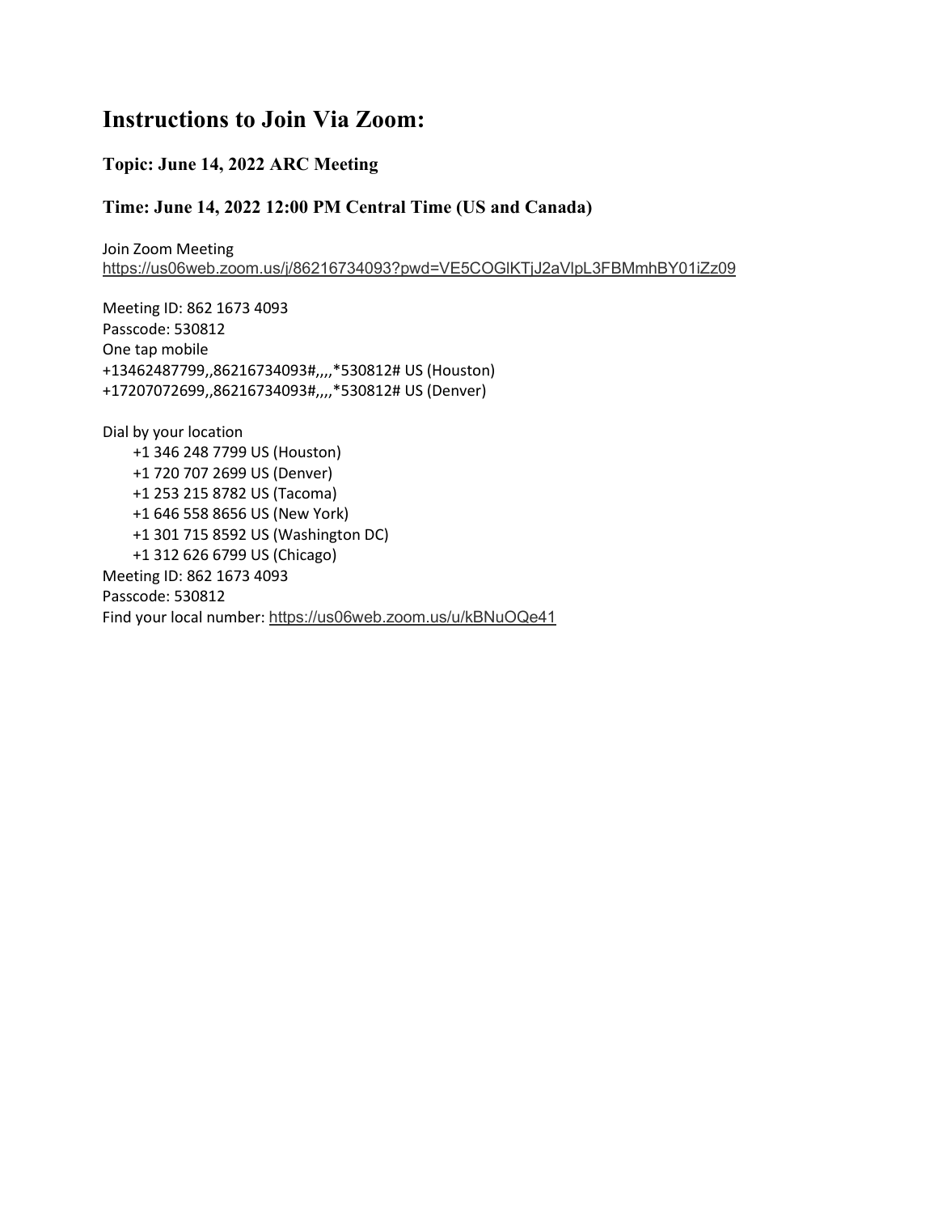# Instructions to Join Via Zoom:

### Topic: June 14, 2022 ARC Meeting

### Time: June 14, 2022 12:00 PM Central Time (US and Canada)

Join Zoom Meeting
https://us06web.zoom.us/j/86216734093?pwd=VE5COGlKTjJ2aVlpL3FBMmhBY01iZz09

Meeting ID: 862 1673 4093
Passcode: 530812
One tap mobile
+13462487799,,86216734093#,,,,*530812# US (Houston)
+17207072699,,86216734093#,,,,*530812# US (Denver)

Dial by your location
- +1 346 248 7799 US (Houston)
- +1 720 707 2699 US (Denver)
- +1 253 215 8782 US (Tacoma)
- +1 646 558 8656 US (New York)
- +1 301 715 8592 US (Washington DC)
- +1 312 626 6799 US (Chicago)

Meeting ID: 862 1673 4093
Passcode: 530812
Find your local number: https://us06web.zoom.us/u/kBNuOQe41